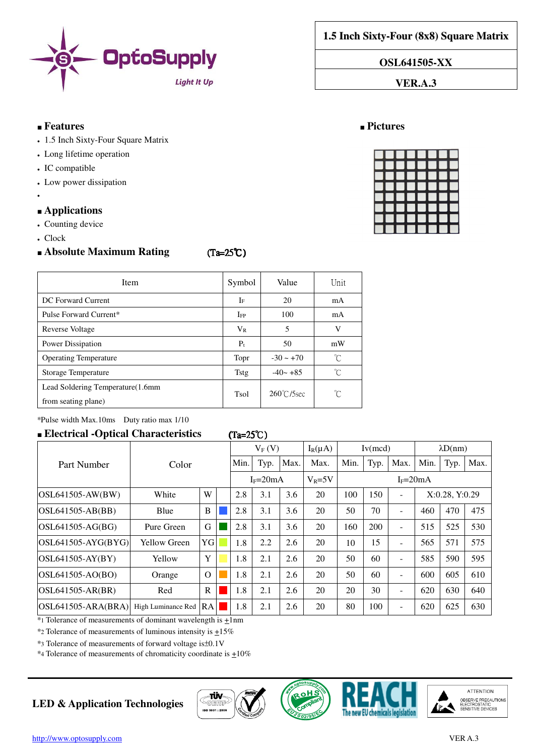# 1.5 Inch Sixty-Four (8x8) Square Matrix

**OSL641505-XX**

**VER.A.3**

## Features

- 1.5 Inch Sixty-Four Square Matrix
- Long lifetime operation
- IC compatible
- Low power dissipation

## Pictures

## Applications

- Counting device
- Clock

## Absolute Maximum Rating (Ta=25℃)

| Item | Symbol | Value | Unit |
|---|---|---|---|
| DC Forward Current | $I_F$ | 20 | mA |
| Pulse Forward Current* | $I_{FP}$ | 100 | mA |
| Reverse Voltage | $V_R$ | 5 | V |
| Power Dissipation | $P_t$ | 50 | mW |
| Operating Temperature | Topr | -30 ~ +70 | ℃ |
| Storage Temperature | Tstg | -40~ +85 | ℃ |
| Lead Soldering Temperature(1.6mm from seating plane) | Tsol | 260℃/5sec | ℃ |

*Pulse width Max.10ms  Duty ratio max 1/10

## Electrical -Optical Characteristics (Ta=25℃)

| Part Number | Color | | | $V_F$ (V) | | | $I_R$(μA) | Iv(mcd) | | | λD(nm) | | |
|---|---|---|---|---|---|---|---|---|---|---|---|---|---|
| | | | | Min. | Typ. | Max. | Max. | Min. | Typ. | Max. | Min. | Typ. | Max. |
| | | | | $I_F$=20mA | | | $V_R$=5V | $I_F$=20mA | | | | | |
| OSL641505-AW(BW) | White | W | | 2.8 | 3.1 | 3.6 | 20 | 100 | 150 | - | X:0.28, Y:0.29 | | |
| OSL641505-AB(BB) | Blue | B | | 2.8 | 3.1 | 3.6 | 20 | 50 | 70 | - | 460 | 470 | 475 |
| OSL641505-AG(BG) | Pure Green | G | | 2.8 | 3.1 | 3.6 | 20 | 160 | 200 | - | 515 | 525 | 530 |
| OSL641505-AYG(BYG) | Yellow Green | YG | | 1.8 | 2.2 | 2.6 | 20 | 10 | 15 | - | 565 | 571 | 575 |
| OSL641505-AY(BY) | Yellow | Y | | 1.8 | 2.1 | 2.6 | 20 | 50 | 60 | - | 585 | 590 | 595 |
| OSL641505-AO(BO) | Orange | O | | 1.8 | 2.1 | 2.6 | 20 | 50 | 60 | - | 600 | 605 | 610 |
| OSL641505-AR(BR) | Red | R | | 1.8 | 2.1 | 2.6 | 20 | 20 | 30 | - | 620 | 630 | 640 |
| OSL641505-ARA(BRA) | High Luminance Red | RA | | 1.8 | 2.1 | 2.6 | 20 | 80 | 100 | - | 620 | 625 | 630 |

*1 Tolerance of measurements of dominant wavelength is ±1nm

*2 Tolerance of measurements of luminous intensity is ±15%

*3 Tolerance of measurements of forward voltage is±0.1V

*4 Tolerance of measurements of chromaticity coordinate is ±10%

**LED & Application Technologies**

http://www.optosupply.com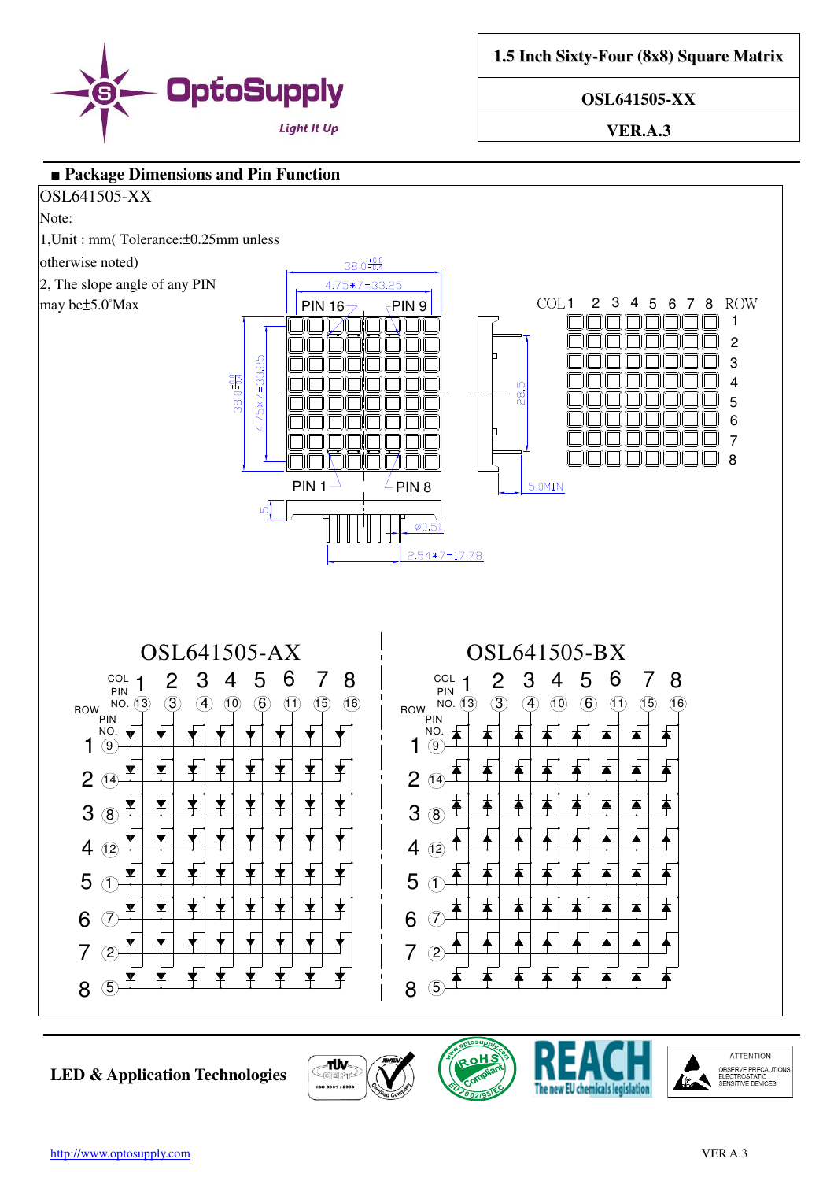**1.5 Inch Sixty-Four (8x8) Square Matrix**

**OSL641505-XX**

**VER.A.3**

## ■ Package Dimensions and Pin Function

OSL641505-XX

Note:

1,Unit : mm( Tolerance:±0.25mm unless otherwise noted)

2, The slope angle of any PIN may be±5.0°Max

38.0 +0.0 -0.2

4.75*7=33.25

PIN 16

PIN 9

PIN 1

PIN 8

28.5

5.0MIN

5

⌀0.51

2.54*7=17.78

COL 1 2 3 4 5 6 7 8 ROW

1 2 3 4 5 6 7 8

### OSL641505-AX

| COL | 1 | 2 | 3 | 4 | 5 | 6 | 7 | 8 |
|---|---|---|---|---|---|---|---|---|
| PIN NO. | 13 | 3 | 4 | 10 | 6 | 11 | 15 | 16 |

| ROW | PIN NO. |
|---|---|
| 1 | 9 |
| 2 | 14 |
| 3 | 8 |
| 4 | 12 |
| 5 | 1 |
| 6 | 7 |
| 7 | 2 |
| 8 | 5 |

### OSL641505-BX

| COL | 1 | 2 | 3 | 4 | 5 | 6 | 7 | 8 |
|---|---|---|---|---|---|---|---|---|
| PIN NO. | 13 | 3 | 4 | 10 | 6 | 11 | 15 | 16 |

| ROW | PIN NO. |
|---|---|
| 1 | 9 |
| 2 | 14 |
| 3 | 8 |
| 4 | 12 |
| 5 | 1 |
| 6 | 7 |
| 7 | 2 |
| 8 | 5 |

**LED & Application Technologies**

ATTENTION OBSERVE PRECAUTIONS ELECTROSTATIC SENSITIVE DEVICES

http://www.optosupply.com